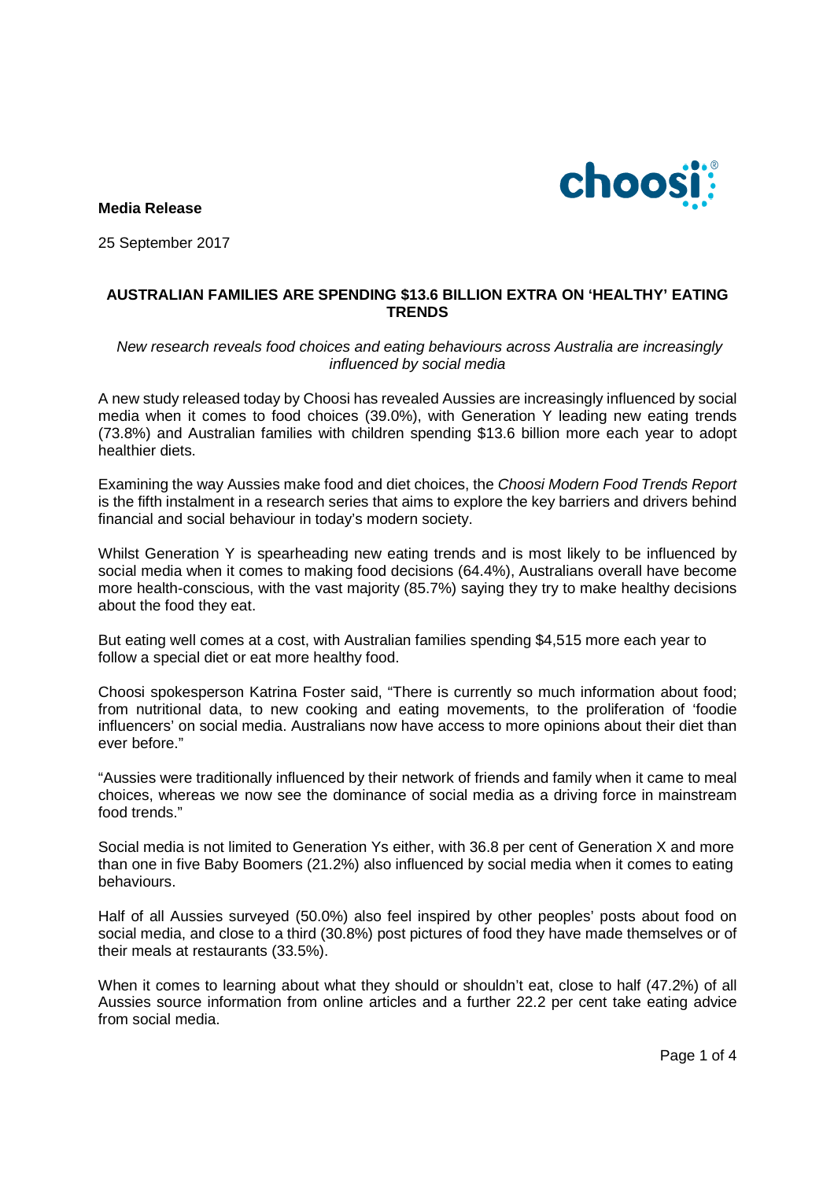**Media Release**

25 September 2017

# AUSTRALIAN FAMILIES ARE SPENDING $13.6 BILLION EXTRA ON 'HEALTHY' EATING TRENDS

*New research reveals food choices and eating behaviours across Australia are increasingly influenced by social media*

A new study released today by Choosi has revealed Aussies are increasingly influenced by social media when it comes to food choices (39.0%), with Generation Y leading new eating trends (73.8%) and Australian families with children spending $13.6 billion more each year to adopt healthier diets.

Examining the way Aussies make food and diet choices, the *Choosi Modern Food Trends Report* is the fifth instalment in a research series that aims to explore the key barriers and drivers behind financial and social behaviour in today's modern society.

Whilst Generation Y is spearheading new eating trends and is most likely to be influenced by social media when it comes to making food decisions (64.4%), Australians overall have become more health-conscious, with the vast majority (85.7%) saying they try to make healthy decisions about the food they eat.

But eating well comes at a cost, with Australian families spending $4,515 more each year to follow a special diet or eat more healthy food.

Choosi spokesperson Katrina Foster said, "There is currently so much information about food; from nutritional data, to new cooking and eating movements, to the proliferation of 'foodie influencers' on social media. Australians now have access to more opinions about their diet than ever before."

"Aussies were traditionally influenced by their network of friends and family when it came to meal choices, whereas we now see the dominance of social media as a driving force in mainstream food trends."

Social media is not limited to Generation Ys either, with 36.8 per cent of Generation X and more than one in five Baby Boomers (21.2%) also influenced by social media when it comes to eating behaviours.

Half of all Aussies surveyed (50.0%) also feel inspired by other peoples' posts about food on social media, and close to a third (30.8%) post pictures of food they have made themselves or of their meals at restaurants (33.5%).

When it comes to learning about what they should or shouldn't eat, close to half (47.2%) of all Aussies source information from online articles and a further 22.2 per cent take eating advice from social media.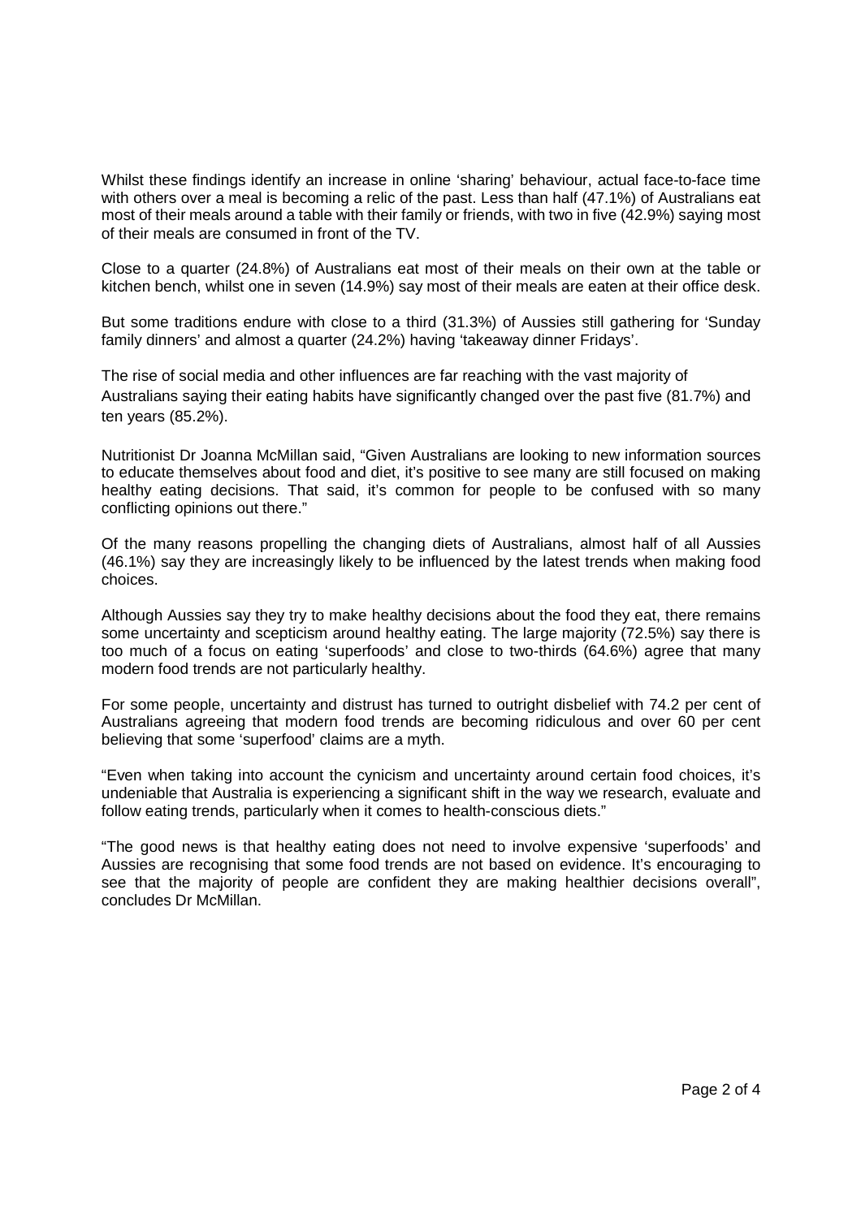Whilst these findings identify an increase in online 'sharing' behaviour, actual face-to-face time with others over a meal is becoming a relic of the past. Less than half (47.1%) of Australians eat most of their meals around a table with their family or friends, with two in five (42.9%) saying most of their meals are consumed in front of the TV.

Close to a quarter (24.8%) of Australians eat most of their meals on their own at the table or kitchen bench, whilst one in seven (14.9%) say most of their meals are eaten at their office desk.

But some traditions endure with close to a third (31.3%) of Aussies still gathering for 'Sunday family dinners' and almost a quarter (24.2%) having 'takeaway dinner Fridays'.

The rise of social media and other influences are far reaching with the vast majority of Australians saying their eating habits have significantly changed over the past five (81.7%) and ten years (85.2%).

Nutritionist Dr Joanna McMillan said, "Given Australians are looking to new information sources to educate themselves about food and diet, it's positive to see many are still focused on making healthy eating decisions. That said, it's common for people to be confused with so many conflicting opinions out there."

Of the many reasons propelling the changing diets of Australians, almost half of all Aussies (46.1%) say they are increasingly likely to be influenced by the latest trends when making food choices.

Although Aussies say they try to make healthy decisions about the food they eat, there remains some uncertainty and scepticism around healthy eating. The large majority (72.5%) say there is too much of a focus on eating 'superfoods' and close to two-thirds (64.6%) agree that many modern food trends are not particularly healthy.

For some people, uncertainty and distrust has turned to outright disbelief with 74.2 per cent of Australians agreeing that modern food trends are becoming ridiculous and over 60 per cent believing that some 'superfood' claims are a myth.

"Even when taking into account the cynicism and uncertainty around certain food choices, it's undeniable that Australia is experiencing a significant shift in the way we research, evaluate and follow eating trends, particularly when it comes to health-conscious diets."

"The good news is that healthy eating does not need to involve expensive 'superfoods' and Aussies are recognising that some food trends are not based on evidence. It's encouraging to see that the majority of people are confident they are making healthier decisions overall", concludes Dr McMillan.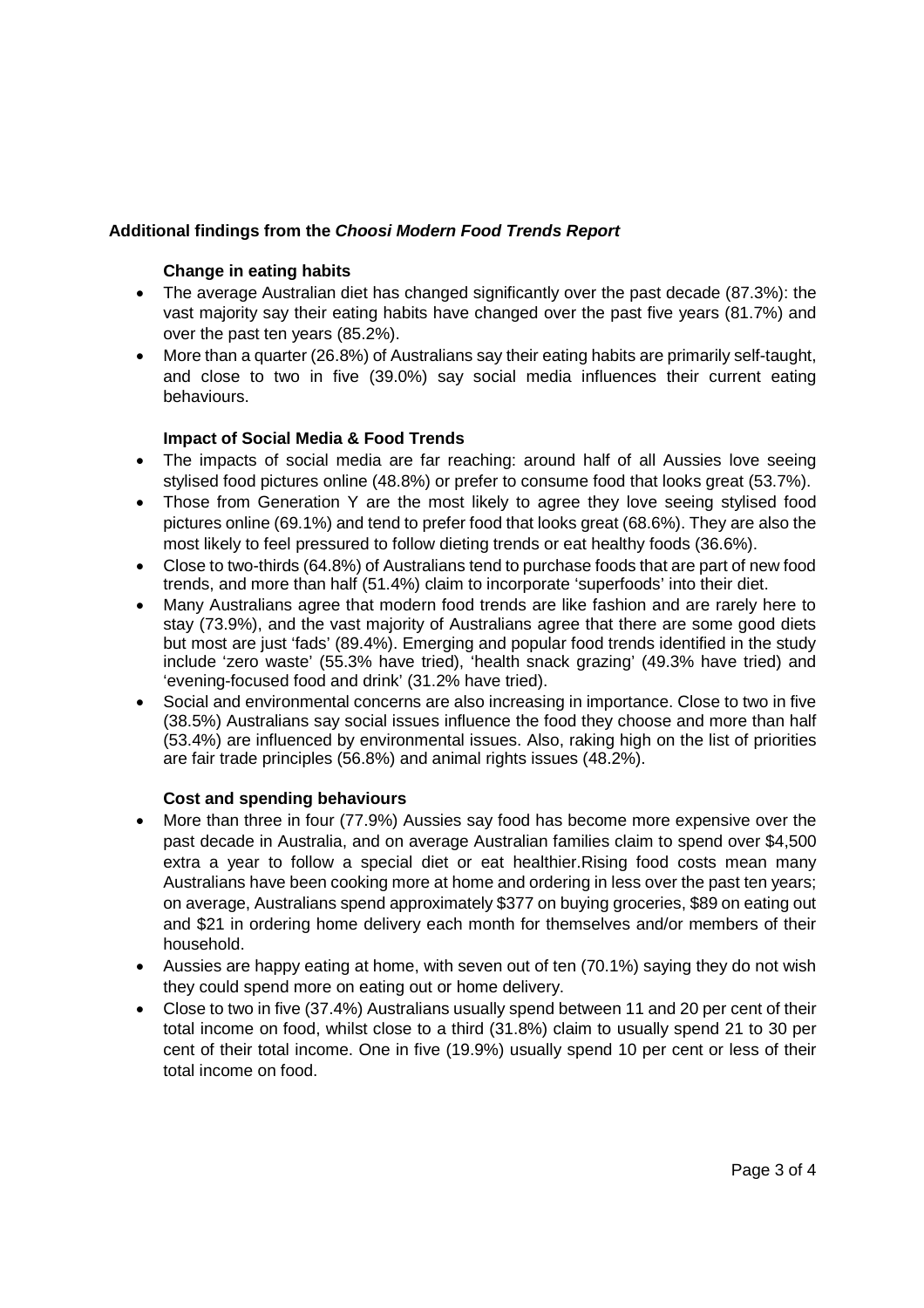## Additional findings from the *Choosi Modern Food Trends Report*

### Change in eating habits

- The average Australian diet has changed significantly over the past decade (87.3%): the vast majority say their eating habits have changed over the past five years (81.7%) and over the past ten years (85.2%).
- More than a quarter (26.8%) of Australians say their eating habits are primarily self-taught, and close to two in five (39.0%) say social media influences their current eating behaviours.

### Impact of Social Media & Food Trends

- The impacts of social media are far reaching: around half of all Aussies love seeing stylised food pictures online (48.8%) or prefer to consume food that looks great (53.7%).
- Those from Generation Y are the most likely to agree they love seeing stylised food pictures online (69.1%) and tend to prefer food that looks great (68.6%). They are also the most likely to feel pressured to follow dieting trends or eat healthy foods (36.6%).
- Close to two-thirds (64.8%) of Australians tend to purchase foods that are part of new food trends, and more than half (51.4%) claim to incorporate 'superfoods' into their diet.
- Many Australians agree that modern food trends are like fashion and are rarely here to stay (73.9%), and the vast majority of Australians agree that there are some good diets but most are just 'fads' (89.4%). Emerging and popular food trends identified in the study include 'zero waste' (55.3% have tried), 'health snack grazing' (49.3% have tried) and 'evening-focused food and drink' (31.2% have tried).
- Social and environmental concerns are also increasing in importance. Close to two in five (38.5%) Australians say social issues influence the food they choose and more than half (53.4%) are influenced by environmental issues. Also, raking high on the list of priorities are fair trade principles (56.8%) and animal rights issues (48.2%).

### Cost and spending behaviours

- More than three in four (77.9%) Aussies say food has become more expensive over the past decade in Australia, and on average Australian families claim to spend over $4,500 extra a year to follow a special diet or eat healthier.Rising food costs mean many Australians have been cooking more at home and ordering in less over the past ten years; on average, Australians spend approximately $377 on buying groceries, $89 on eating out and $21 in ordering home delivery each month for themselves and/or members of their household.
- Aussies are happy eating at home, with seven out of ten (70.1%) saying they do not wish they could spend more on eating out or home delivery.
- Close to two in five (37.4%) Australians usually spend between 11 and 20 per cent of their total income on food, whilst close to a third (31.8%) claim to usually spend 21 to 30 per cent of their total income. One in five (19.9%) usually spend 10 per cent or less of their total income on food.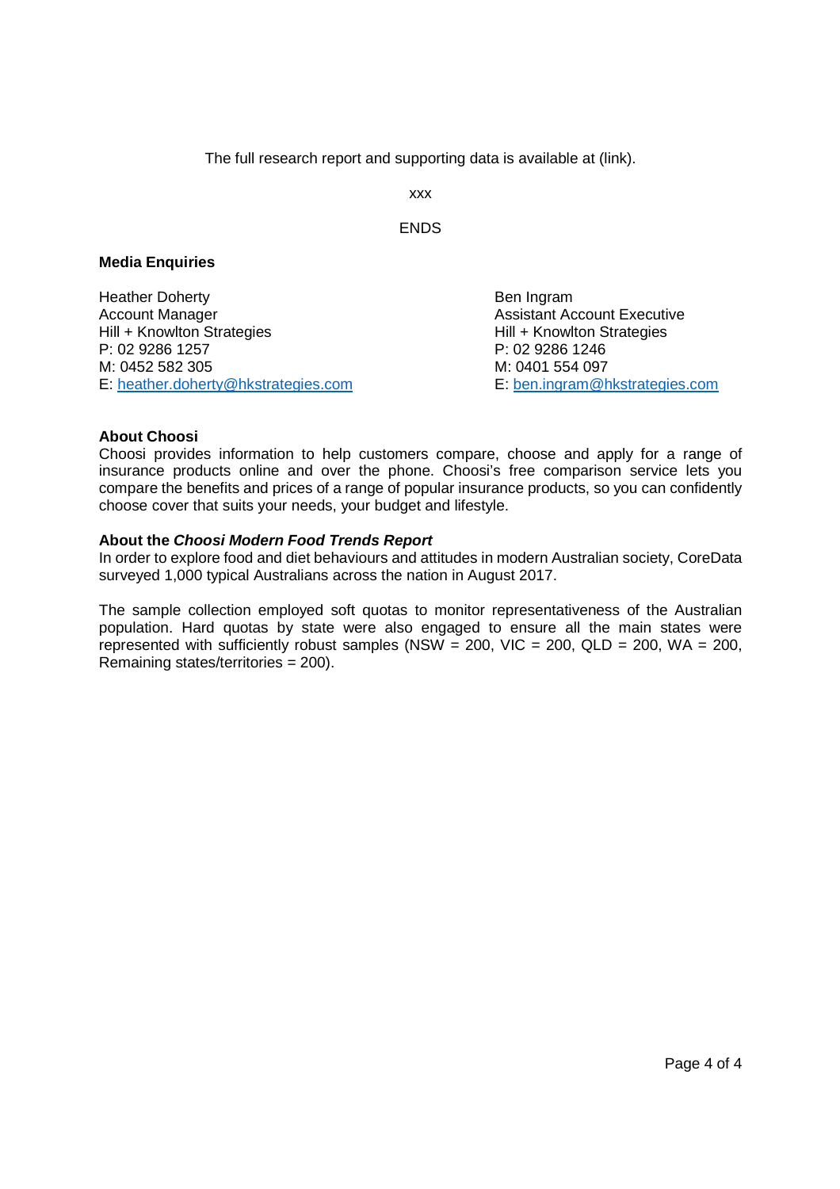The full research report and supporting data is available at (link).

xxx

ENDS

**Media Enquiries**

Heather Doherty
Account Manager
Hill + Knowlton Strategies
P: 02 9286 1257
M: 0452 582 305
E: heather.doherty@hkstrategies.com

Ben Ingram
Assistant Account Executive
Hill + Knowlton Strategies
P: 02 9286 1246
M: 0401 554 097
E: ben.ingram@hkstrategies.com

**About Choosi**
Choosi provides information to help customers compare, choose and apply for a range of insurance products online and over the phone. Choosi's free comparison service lets you compare the benefits and prices of a range of popular insurance products, so you can confidently choose cover that suits your needs, your budget and lifestyle.

**About the *Choosi Modern Food Trends Report***
In order to explore food and diet behaviours and attitudes in modern Australian society, CoreData surveyed 1,000 typical Australians across the nation in August 2017.

The sample collection employed soft quotas to monitor representativeness of the Australian population. Hard quotas by state were also engaged to ensure all the main states were represented with sufficiently robust samples (NSW = 200, VIC = 200, QLD = 200, WA = 200, Remaining states/territories = 200).